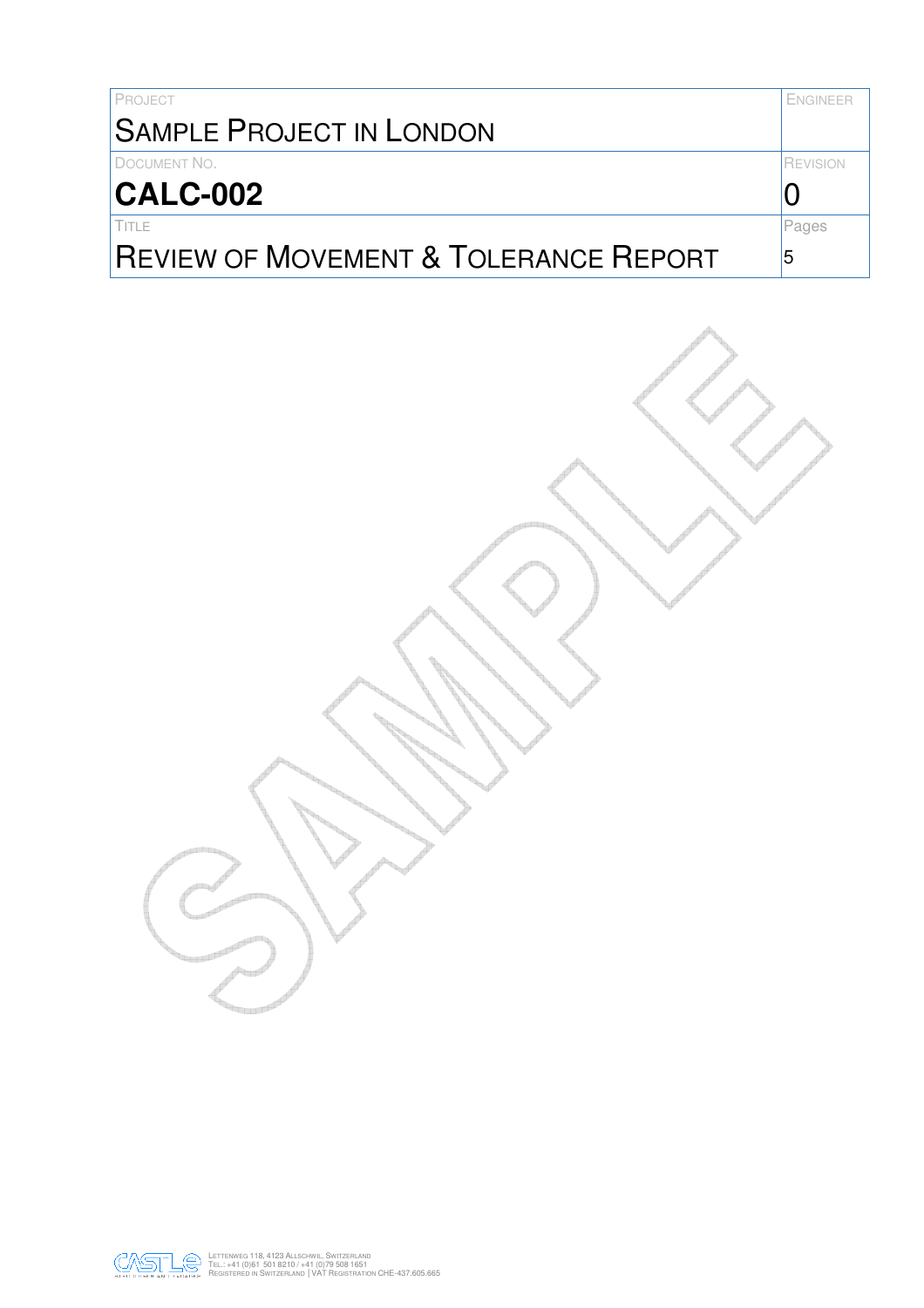| PROJECT | ENGINEER |
| --- | --- |
| SAMPLE PROJECT IN LONDON | |
| DOCUMENT NO. | REVISION |
| **CALC-002** | 0 |
| TITLE | Pages |
| REVIEW OF MOVEMENT & TOLERANCE REPORT | 5 |

SAMPLE

LETTENWEG 118, 4123 ALLSCHWIL, SWITZERLAND
TEL.: +41 (0)61 501 8210 / +41 (0)79 508 1651
REGISTERED IN SWITZERLAND | VAT REGISTRATION CHE-437.605.665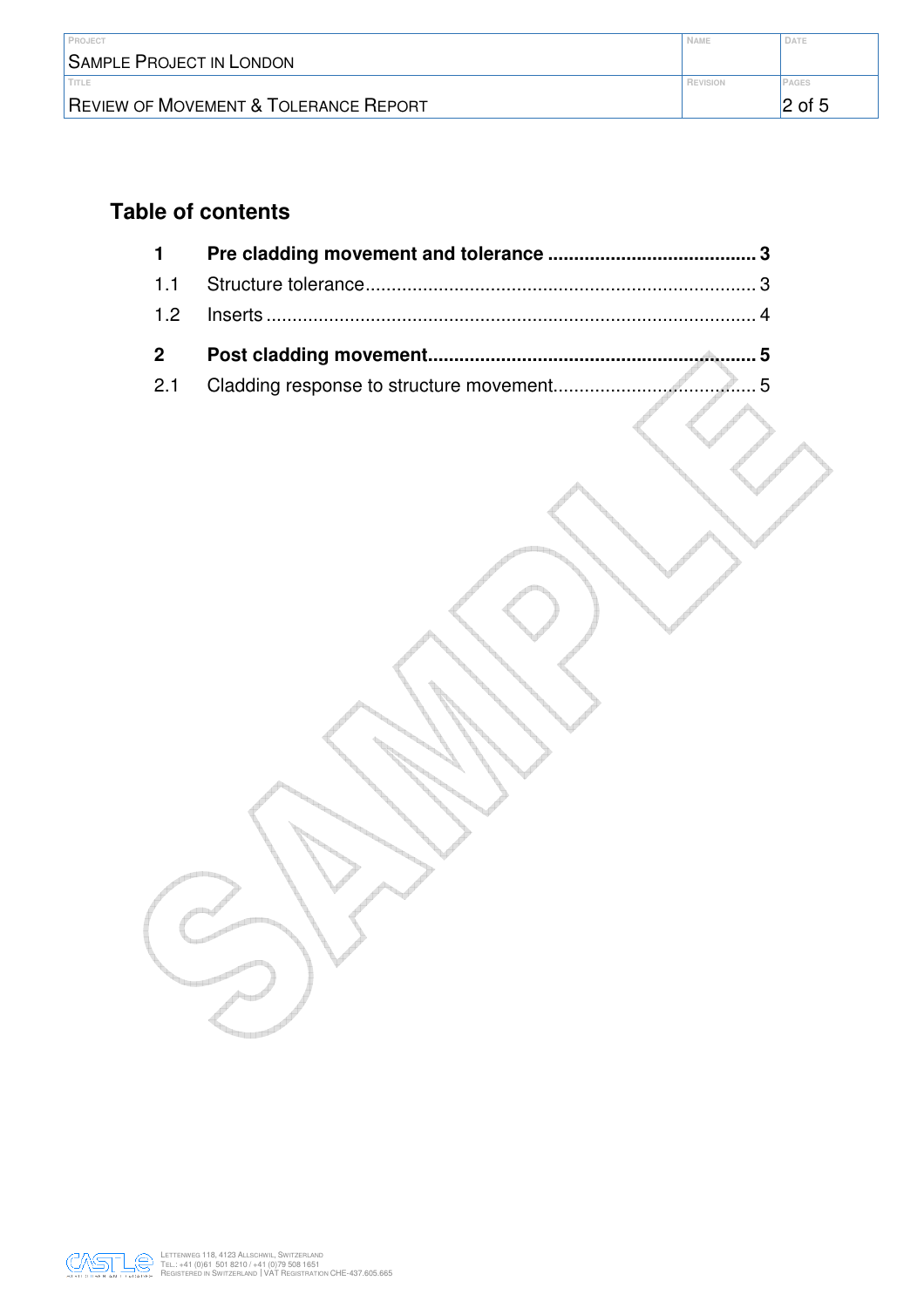# Table of contents

**1 Pre cladding movement and tolerance ....................................... 3**

1.1 Structure tolerance.......................................................................... 3

1.2 Inserts ............................................................................................ 4

**2 Post cladding movement............................................................... 5**

2.1 Cladding response to structure movement....................................... 5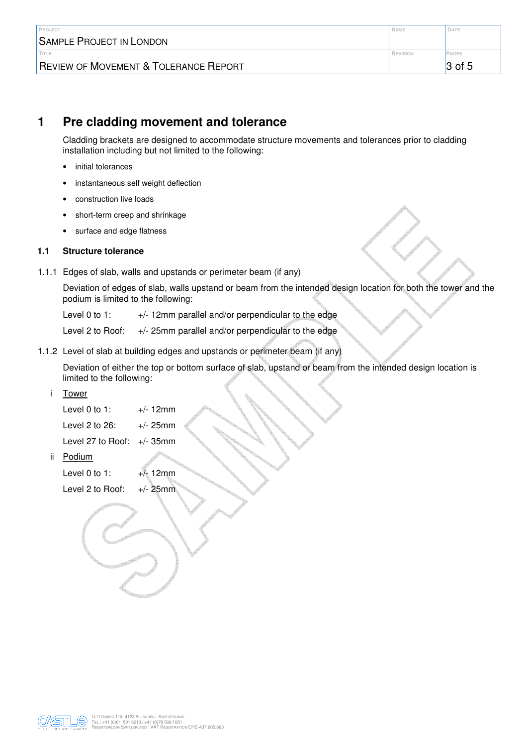# 1 Pre cladding movement and tolerance

Cladding brackets are designed to accommodate structure movements and tolerances prior to cladding installation including but not limited to the following:

- initial tolerances
- instantaneous self weight deflection
- construction live loads
- short-term creep and shrinkage
- surface and edge flatness

## 1.1 Structure tolerance

### 1.1.1 Edges of slab, walls and upstands or perimeter beam (if any)

Deviation of edges of slab, walls upstand or beam from the intended design location for both the tower and the podium is limited to the following:

Level 0 to 1: +/- 12mm parallel and/or perpendicular to the edge

Level 2 to Roof: +/- 25mm parallel and/or perpendicular to the edge

### 1.1.2 Level of slab at building edges and upstands or perimeter beam (if any)

Deviation of either the top or bottom surface of slab, upstand or beam from the intended design location is limited to the following:

i <u>Tower</u>

Level 0 to 1: +/- 12mm

Level 2 to 26: +/- 25mm

Level 27 to Roof: +/- 35mm

ii <u>Podium</u>

Level 0 to 1: +/- 12mm

Level 2 to Roof: +/- 25mm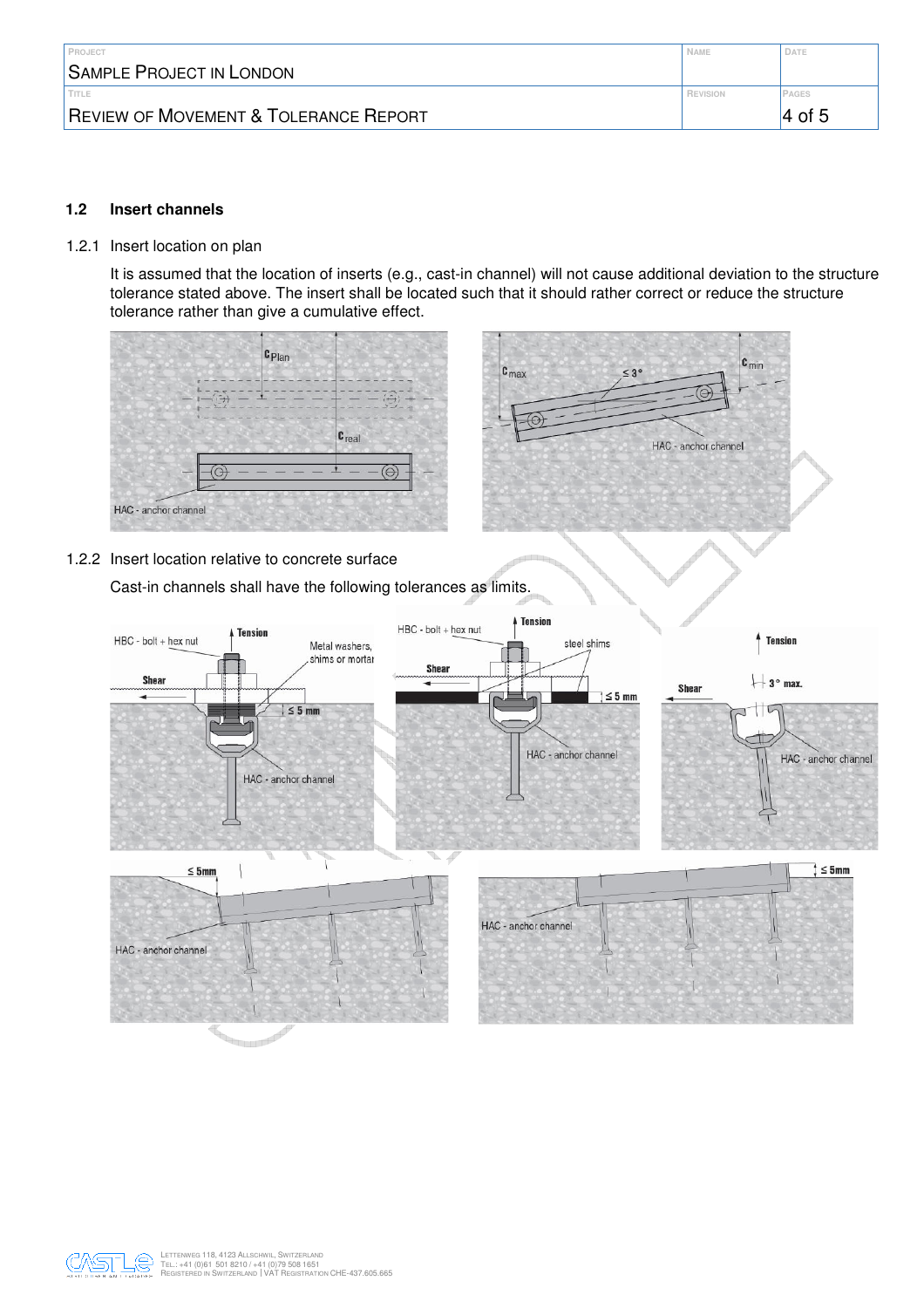## 1.2 Insert channels

### 1.2.1 Insert location on plan

It is assumed that the location of inserts (e.g., cast-in channel) will not cause additional deviation to the structure tolerance stated above. The insert shall be located such that it should rather correct or reduce the structure tolerance rather than give a cumulative effect.

### 1.2.2 Insert location relative to concrete surface

Cast-in channels shall have the following tolerances as limits.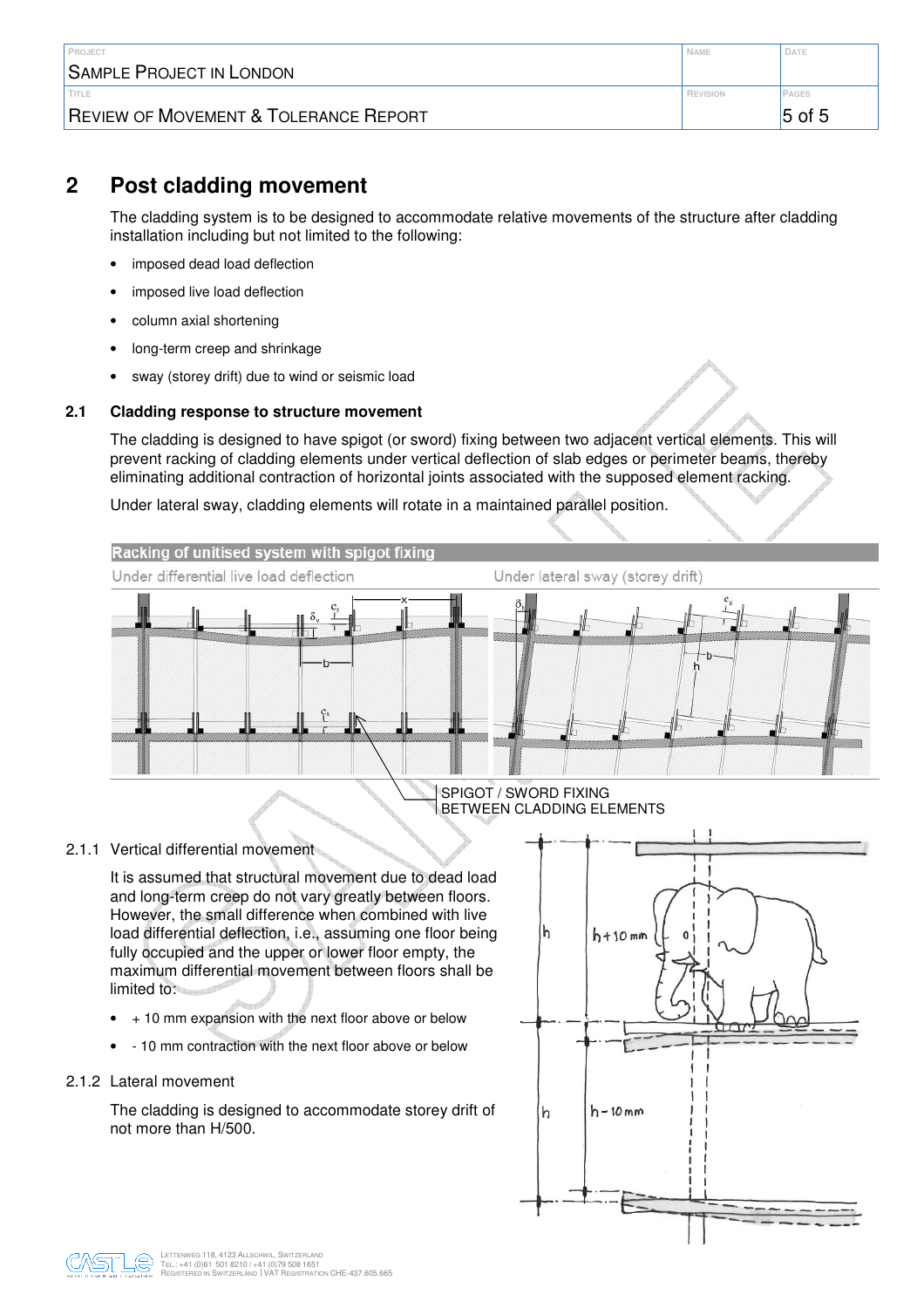# 2 Post cladding movement

The cladding system is to be designed to accommodate relative movements of the structure after cladding installation including but not limited to the following:

- imposed dead load deflection
- imposed live load deflection
- column axial shortening
- long-term creep and shrinkage
- sway (storey drift) due to wind or seismic load

## 2.1 Cladding response to structure movement

The cladding is designed to have spigot (or sword) fixing between two adjacent vertical elements. This will prevent racking of cladding elements under vertical deflection of slab edges or perimeter beams, thereby eliminating additional contraction of horizontal joints associated with the supposed element racking.

Under lateral sway, cladding elements will rotate in a maintained parallel position.

**Racking of unitised system with spigot fixing**

Under differential live load deflection

Under lateral sway (storey drift)

$c_z$

$\delta_v$

x

b

$c_x$

$\delta_h$

$c_y$

h

SPIGOT / SWORD FIXING BETWEEN CLADDING ELEMENTS

### 2.1.1 Vertical differential movement

It is assumed that structural movement due to dead load and long-term creep do not vary greatly between floors. However, the small difference when combined with live load differential deflection, i.e., assuming one floor being fully occupied and the upper or lower floor empty, the maximum differential movement between floors shall be limited to:

- + 10 mm expansion with the next floor above or below
- - 10 mm contraction with the next floor above or below

h

h+10 mm

h

h-10 mm

### 2.1.2 Lateral movement

The cladding is designed to accommodate storey drift of not more than H/500.